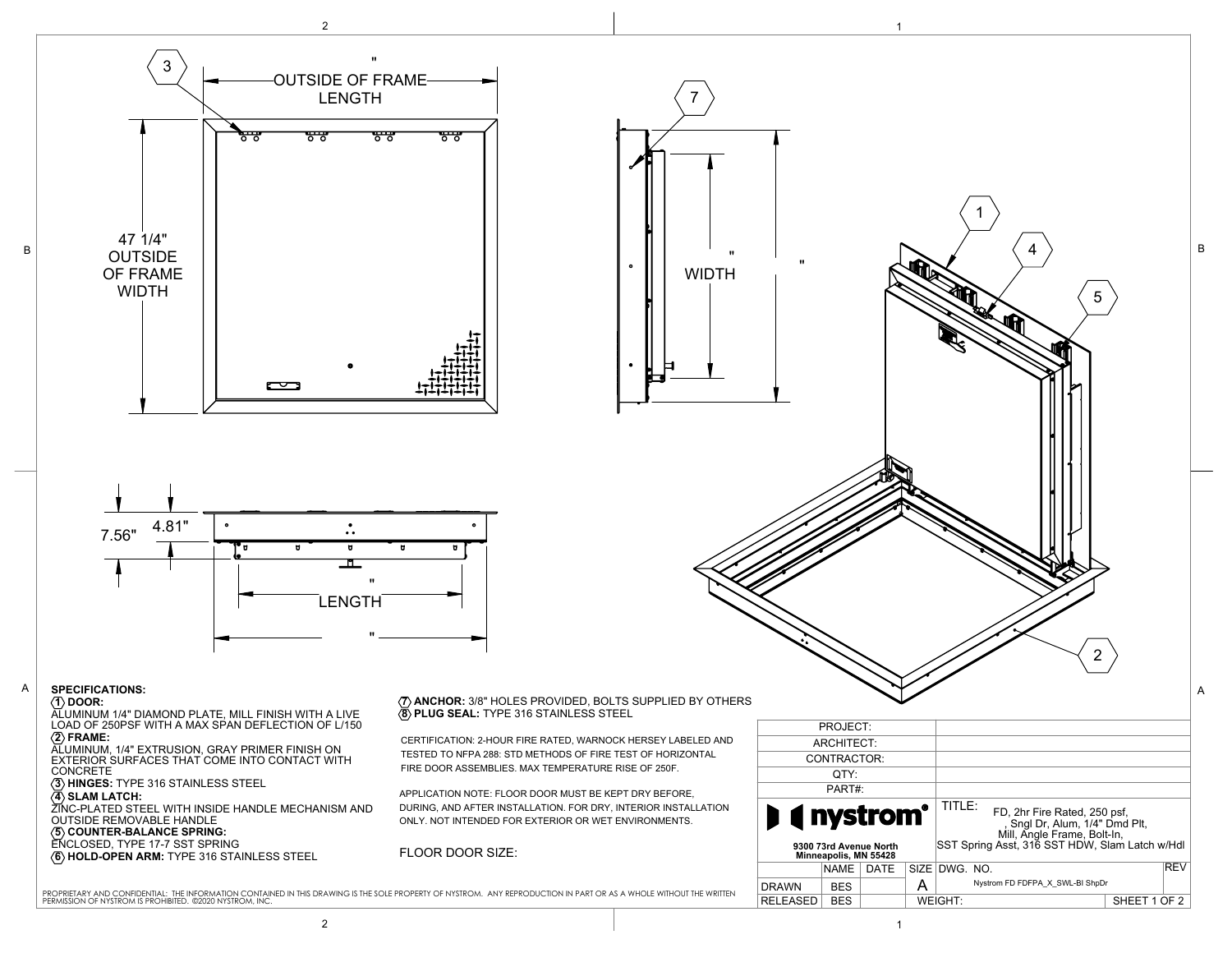" OUTSIDE OF FRAME LENGTH

47 1/4" OUTSIDE OF FRAME WIDTH

" WIDTH

"

7.56"

4.81"

" LENGTH

"

**SPECIFICATIONS:**

**1 DOOR:**
ALUMINUM 1/4" DIAMOND PLATE, MILL FINISH WITH A LIVE LOAD OF 250PSF WITH A MAX SPAN DEFLECTION OF L/150

**2 FRAME:**
ALUMINUM, 1/4" EXTRUSION, GRAY PRIMER FINISH ON EXTERIOR SURFACES THAT COME INTO CONTACT WITH CONCRETE

**3 HINGES:** TYPE 316 STAINLESS STEEL

**4 SLAM LATCH:**
ZINC-PLATED STEEL WITH INSIDE HANDLE MECHANISM AND OUTSIDE REMOVABLE HANDLE

**5 COUNTER-BALANCE SPRING:**
ENCLOSED, TYPE 17-7 SST SPRING

**6 HOLD-OPEN ARM:** TYPE 316 STAINLESS STEEL

**7 ANCHOR:** 3/8" HOLES PROVIDED, BOLTS SUPPLIED BY OTHERS

**8 PLUG SEAL:** TYPE 316 STAINLESS STEEL

CERTIFICATION: 2-HOUR FIRE RATED, WARNOCK HERSEY LABELED AND TESTED TO NFPA 288: STD METHODS OF FIRE TEST OF HORIZONTAL FIRE DOOR ASSEMBLIES. MAX TEMPERATURE RISE OF 250F.

APPLICATION NOTE: FLOOR DOOR MUST BE KEPT DRY BEFORE, DURING, AND AFTER INSTALLATION. FOR DRY, INTERIOR INSTALLATION ONLY. NOT INTENDED FOR EXTERIOR OR WET ENVIRONMENTS.

FLOOR DOOR SIZE:

| PROJECT: | |
|---|---|
| ARCHITECT: | |
| CONTRACTOR: | |
| QTY: | |
| PART#: | |

**nystrom**
9300 73rd Avenue North
Minneapolis, MN 55428

TITLE: FD, 2hr Fire Rated, 250 psf, , Sngl Dr, Alum, 1/4" Dmd Plt, Mill, Angle Frame, Bolt-In, SST Spring Asst, 316 SST HDW, Slam Latch w/Hdl

| | NAME | DATE | SIZE | DWG. NO. | REV |
|---|---|---|---|---|---|
| DRAWN | BES | | A | Nystrom FD FDFPA_X_SWL-BI ShpDr | |
| RELEASED | BES | | WEIGHT: | SHEET 1 OF 2 | |

PROPRIETARY AND CONFIDENTIAL: THE INFORMATION CONTAINED IN THIS DRAWING IS THE SOLE PROPERTY OF NYSTROM. ANY REPRODUCTION IN PART OR AS A WHOLE WITHOUT THE WRITTEN PERMISSION OF NYSTROM IS PROHIBITED. ©2020 NYSTROM, INC.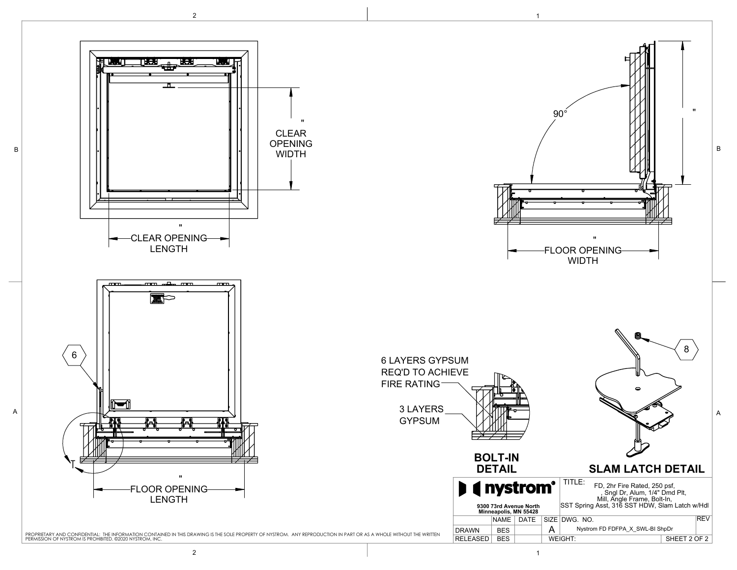" CLEAR OPENING WIDTH

" CLEAR OPENING LENGTH

90°

"

" FLOOR OPENING WIDTH

6

" FLOOR OPENING LENGTH

T

6 LAYERS GYPSUM REQ'D TO ACHIEVE FIRE RATING

3 LAYERS GYPSUM

**BOLT-IN DETAIL**

8

**SLAM LATCH DETAIL**

**nystrom**®

**9300 73rd Avenue North**
**Minneapolis, MN 55428**

TITLE: FD, 2hr Fire Rated, 250 psf, , Sngl Dr, Alum, 1/4" Dmd Plt, Mill, Angle Frame, Bolt-In, SST Spring Asst, 316 SST HDW, Slam Latch w/Hdl

| | NAME | DATE | SIZE | DWG. NO. | REV |
|---|---|---|---|---|---|
| DRAWN | BES | | A | Nystrom FD FDFPA_X_SWL-BI ShpDr | |
| RELEASED | BES | | | WEIGHT: | SHEET 2 OF 2 |

PROPRIETARY AND CONFIDENTIAL: THE INFORMATION CONTAINED IN THIS DRAWING IS THE SOLE PROPERTY OF NYSTROM. ANY REPRODUCTION IN PART OR AS A WHOLE WITHOUT THE WRITTEN PERMISSION OF NYSTROM IS PROHIBITED. ©2020 NYSTROM, INC.